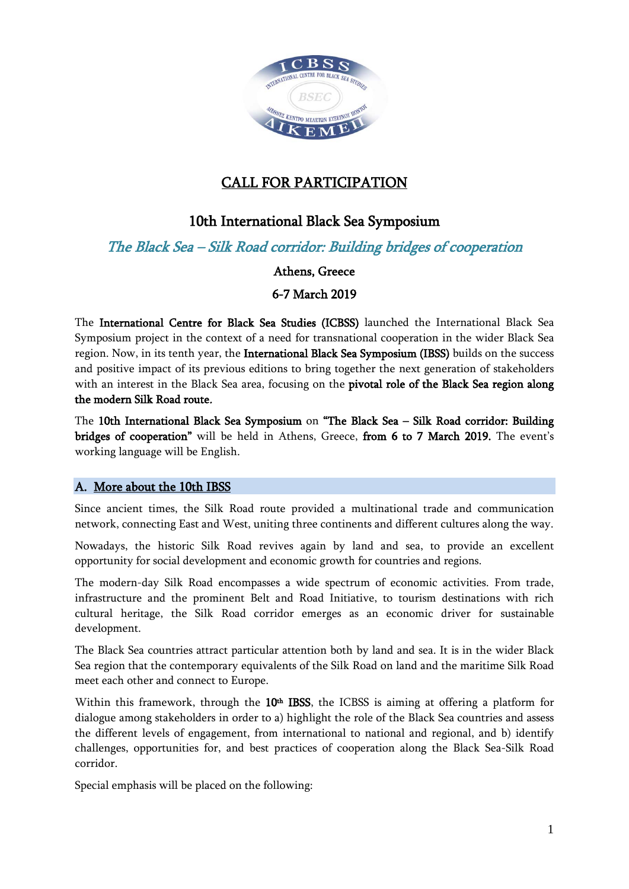# CALL FOR PARTICIPATION

## 10th International Black Sea Symposium

### *The Black Sea – Silk Road corridor: Building bridges of cooperation*

**Athens, Greece**

**6-7 March 2019**

The **International Centre for Black Sea Studies (ICBSS)** launched the International Black Sea Symposium project in the context of a need for transnational cooperation in the wider Black Sea region. Now, in its tenth year, the **International Black Sea Symposium (IBSS)** builds on the success and positive impact of its previous editions to bring together the next generation of stakeholders with an interest in the Black Sea area, focusing on the **pivotal role of the Black Sea region along the modern Silk Road route.**

The **10th International Black Sea Symposium** on **"The Black Sea – Silk Road corridor: Building bridges of cooperation"** will be held in Athens, Greece, **from 6 to 7 March 2019.** The event's working language will be English.

## A. More about the 10th IBSS

Since ancient times, the Silk Road route provided a multinational trade and communication network, connecting East and West, uniting three continents and different cultures along the way.

Nowadays, the historic Silk Road revives again by land and sea, to provide an excellent opportunity for social development and economic growth for countries and regions.

The modern-day Silk Road encompasses a wide spectrum of economic activities. From trade, infrastructure and the prominent Belt and Road Initiative, to tourism destinations with rich cultural heritage, the Silk Road corridor emerges as an economic driver for sustainable development.

The Black Sea countries attract particular attention both by land and sea. It is in the wider Black Sea region that the contemporary equivalents of the Silk Road on land and the maritime Silk Road meet each other and connect to Europe.

Within this framework, through the **10th IBSS**, the ICBSS is aiming at offering a platform for dialogue among stakeholders in order to a) highlight the role of the Black Sea countries and assess the different levels of engagement, from international to national and regional, and b) identify challenges, opportunities for, and best practices of cooperation along the Black Sea-Silk Road corridor.

Special emphasis will be placed on the following: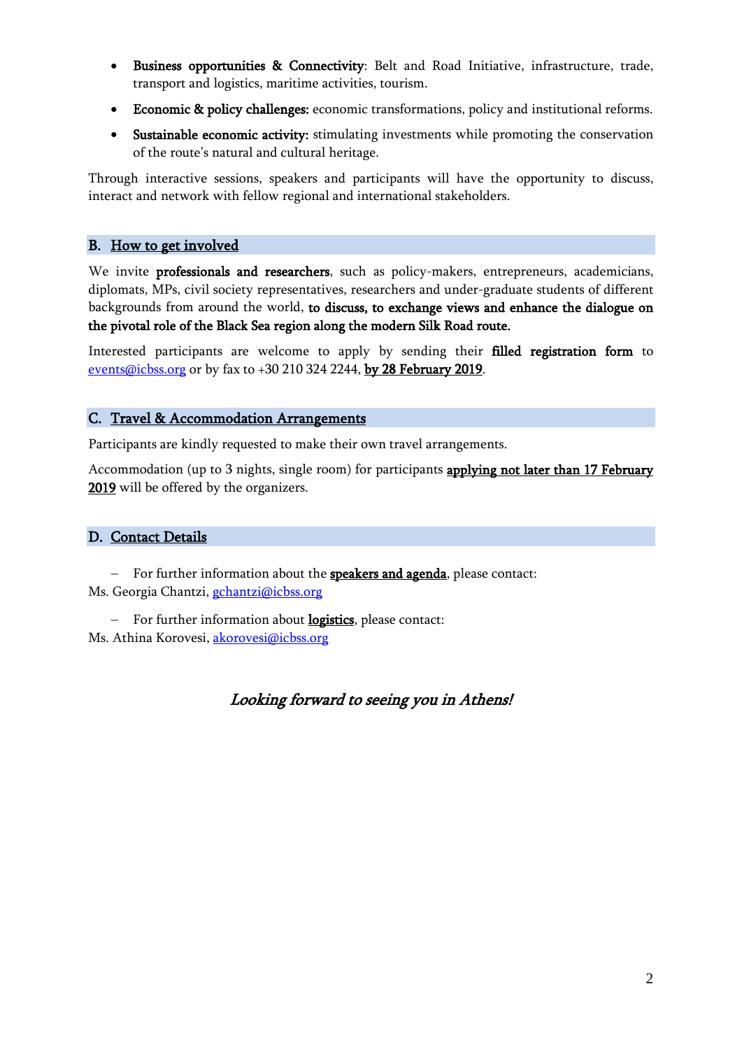- **Business opportunities & Connectivity**: Belt and Road Initiative, infrastructure, trade, transport and logistics, maritime activities, tourism.
- **Economic & policy challenges:** economic transformations, policy and institutional reforms.
- **Sustainable economic activity:** stimulating investments while promoting the conservation of the route's natural and cultural heritage.

Through interactive sessions, speakers and participants will have the opportunity to discuss, interact and network with fellow regional and international stakeholders.

## B. How to get involved

We invite **professionals and researchers**, such as policy-makers, entrepreneurs, academicians, diplomats, MPs, civil society representatives, researchers and under-graduate students of different backgrounds from around the world, **to discuss, to exchange views and enhance the dialogue on the pivotal role of the Black Sea region along the modern Silk Road route.**

Interested participants are welcome to apply by sending their **filled registration form** to events@icbss.org or by fax to +30 210 324 2244, **by 28 February 2019**.

## C. Travel & Accommodation Arrangements

Participants are kindly requested to make their own travel arrangements.

Accommodation (up to 3 nights, single room) for participants **applying not later than 17 February 2019** will be offered by the organizers.

## D. Contact Details

– For further information about the **speakers and agenda**, please contact:
Ms. Georgia Chantzi, gchantzi@icbss.org

– For further information about **logistics**, please contact:
Ms. Athina Korovesi, akorovesi@icbss.org

*Looking forward to seeing you in Athens!*